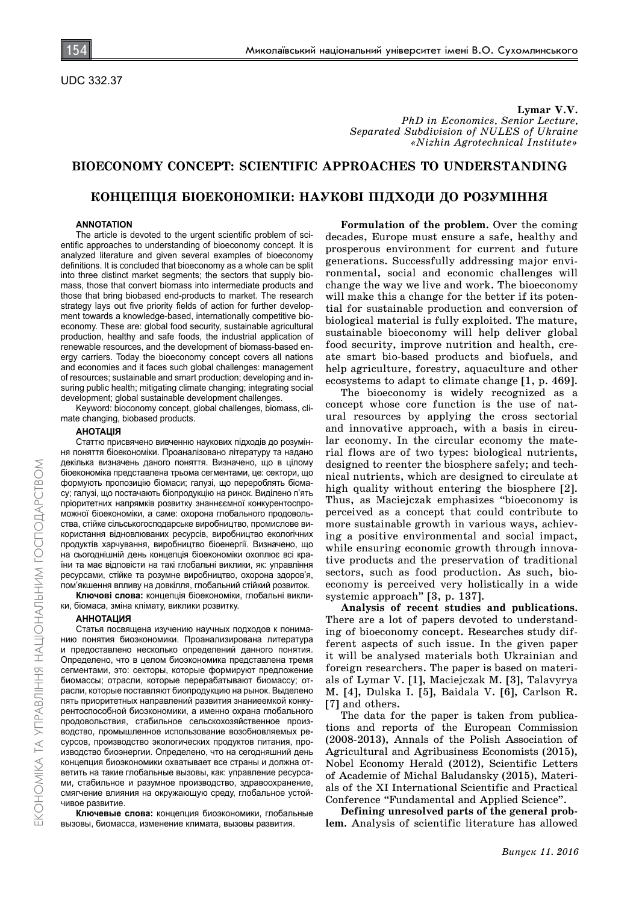UDC 332.37

**Lymar V.V.**
*PhD in Economics, Senior Lecture,*
*Separated Subdivision of NULES of Ukraine*
*«Nizhin Agrotechnical Institute»*

# BIOECONOMY CONCEPT: SCIENTIFIC APPROACHES TO UNDERSTANDING

# КОНЦЕПЦІЯ БІОЕКОНОМІКИ: НАУКОВІ ПІДХОДИ ДО РОЗУМІННЯ

**ANNOTATION**

The article is devoted to the urgent scientific problem of scientific approaches to understanding of bioeconomy concept. It is analyzed literature and given several examples of bioeconomy definitions. It is concluded that bioeconomy as a whole can be split into three distinct market segments; the sectors that supply biomass, those that convert biomass into intermediate products and those that bring biobased end-products to market. The research strategy lays out five priority fields of action for further development towards a knowledge-based, internationally competitive bioeconomy. These are: global food security, sustainable agricultural production, healthy and safe foods, the industrial application of renewable resources, and the development of biomass-based energy carriers. Today the bioeconomy concept covers all nations and economies and it faces such global challenges: management of resources; sustainable and smart production; developing and insuring public health; mitigating climate changing; integrating social development; global sustainable development challenges.

Keyword: bioconomy concept, global challenges, biomass, climate changing, biobased products.

**АНОТАЦІЯ**

Статтю присвячено вивченню наукових підходів до розуміння поняття біоекономіки. Проаналізовано літературу та надано декілька визначень даного поняття. Визначено, що в цілому біоекономіка представлена трьома сегментами, це: сектори, що формують пропозицію біомаси; галузі, що переробляють біомасу; галузі, що постачають біопродукцію на ринок. Виділено п'ять пріоритетних напрямків розвитку знаннємної конкурентоспроможної біоекономіки, а саме: охорона глобального продовольства, стійке сільськогосподарське виробництво, промислове використання відновлюваних ресурсів, виробництво екологічних продуктів харчування, виробництво біоенергії. Визначено, що на сьогоднішній день концепція біоекономіки охоплює всі країни та має відповісти на такі глобальні виклики, як: управління ресурсами, стійке та розумне виробництво, охорона здоров'я, пом'якшення впливу на довкілля, глобальний стійкий розвиток.

**Ключові слова:** концепція біоекономіки, глобальні виклики, біомаса, зміна клімату, виклики розвитку.

**АННОТАЦИЯ**

Статья посвящена изучению научных подходов к пониманию понятия биоэкономики. Проанализирована литература и предоставлено несколько определений данного понятия. Определено, что в целом биоэкономика представлена тремя сегментами, это: секторы, которые формируют предложение биомассы; отрасли, которые перерабатывают биомассу; отрасли, которые поставляют биопродукцию на рынок. Выделено пять приоритетных направлений развития знаниеемкой конкурентоспособной биоэкономики, а именно охрана глобального продовольствия, стабильное сельскохозяйственное производство, промышленное использование возобновляемых ресурсов, производство экологических продуктов питания, производство биоэнергии. Определено, что на сегодняшний день концепция биоэкономики охватывает все страны и должна ответить на такие глобальные вызовы, как: управление ресурсами, стабильное и разумное производство, здравоохранение, смягчение влияния на окружающую среду, глобальное устойчивое развитие.

**Ключевые слова:** концепция биоэкономики, глобальные вызовы, биомасса, изменение климата, вызовы развития.

**Formulation of the problem.** Over the coming decades, Europe must ensure a safe, healthy and prosperous environment for current and future generations. Successfully addressing major environmental, social and economic challenges will change the way we live and work. The bioeconomy will make this a change for the better if its potential for sustainable production and conversion of biological material is fully exploited. The mature, sustainable bioeconomy will help deliver global food security, improve nutrition and health, create smart bio-based products and biofuels, and help agriculture, forestry, aquaculture and other ecosystems to adapt to climate change [1, p. 469].

The bioeconomy is widely recognized as a concept whose core function is the use of natural resources by applying the cross sectorial and innovative approach, with a basis in circular economy. In the circular economy the material flows are of two types: biological nutrients, designed to reenter the biosphere safely; and technical nutrients, which are designed to circulate at high quality without entering the biosphere [2]. Thus, as Maciejczak emphasizes "bioeconomy is perceived as a concept that could contribute to more sustainable growth in various ways, achieving a positive environmental and social impact, while ensuring economic growth through innovative products and the preservation of traditional sectors, such as food production. As such, bioeconomy is perceived very holistically in a wide systemic approach" [3, p. 137].

**Analysis of recent studies and publications.** There are a lot of papers devoted to understanding of bioeconomy concept. Researches study different aspects of such issue. In the given paper it will be analysed materials both Ukrainian and foreign researchers. The paper is based on materials of Lymar V. [1], Maciejczak M. [3], Talavyrya M. [4], Dulska I. [5], Baidala V. [6], Carlson R. [7] and others.

The data for the paper is taken from publications and reports of the European Commission (2008-2013), Annals of the Polish Association of Agricultural and Agribusiness Economists (2015), Nobel Economy Herald (2012), Scientific Letters of Academie of Michal Baludansky (2015), Materials of the XI International Scientific and Practical Conference "Fundamental and Applied Science".

**Defining unresolved parts of the general problem.** Analysis of scientific literature has allowed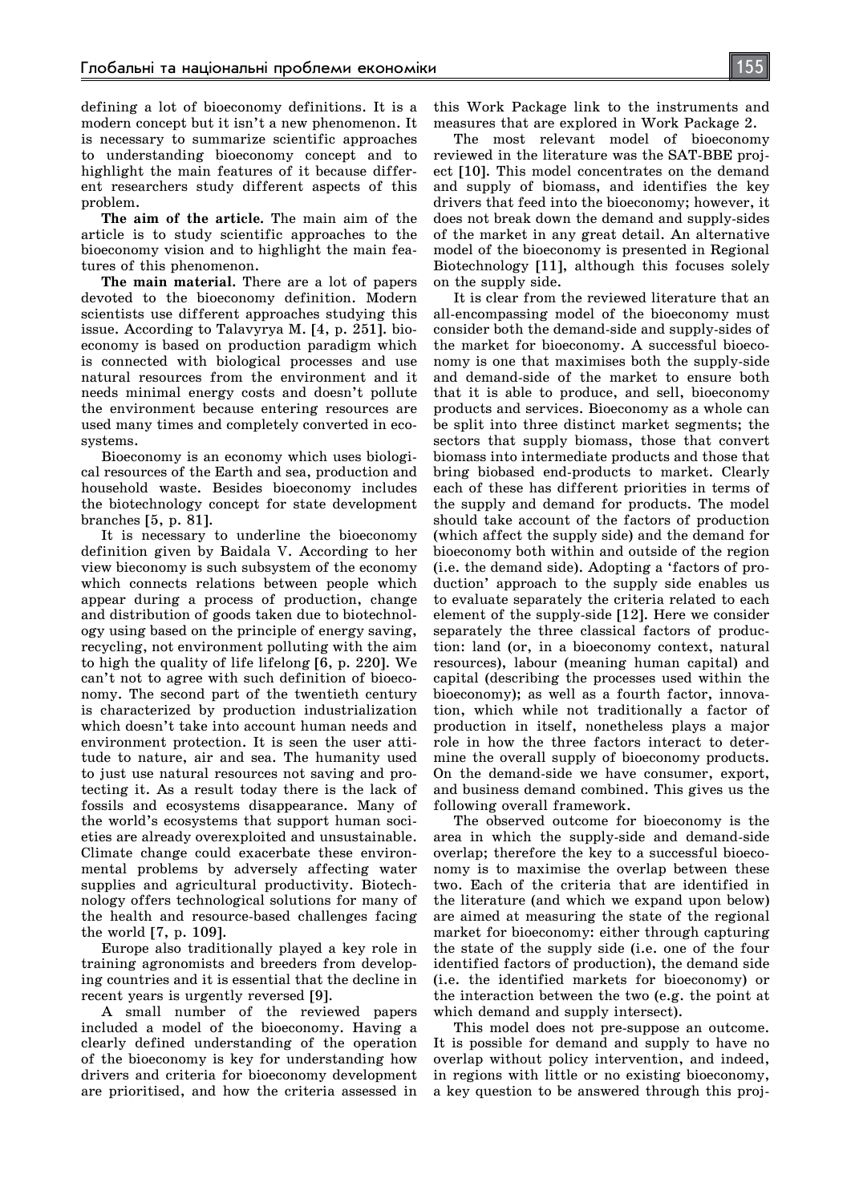defining a lot of bioeconomy definitions. It is a modern concept but it isn't a new phenomenon. It is necessary to summarize scientific approaches to understanding bioeconomy concept and to highlight the main features of it because different researchers study different aspects of this problem.

**The aim of the article.** The main aim of the article is to study scientific approaches to the bioeconomy vision and to highlight the main features of this phenomenon.

**The main material.** There are a lot of papers devoted to the bioeconomy definition. Modern scientists use different approaches studying this issue. According to Talavyrya M. [4, p. 251]. bioeconomy is based on production paradigm which is connected with biological processes and use natural resources from the environment and it needs minimal energy costs and doesn't pollute the environment because entering resources are used many times and completely converted in ecosystems.

Bioeconomy is an economy which uses biological resources of the Earth and sea, production and household waste. Besides bioeconomy includes the biotechnology concept for state development branches [5, p. 81].

It is necessary to underline the bioeconomy definition given by Baidala V. According to her view bieconomy is such subsystem of the economy which connects relations between people which appear during a process of production, change and distribution of goods taken due to biotechnology using based on the principle of energy saving, recycling, not environment polluting with the aim to high the quality of life lifelong [6, p. 220]. We can't not to agree with such definition of bioeconomy. The second part of the twentieth century is characterized by production industrialization which doesn't take into account human needs and environment protection. It is seen the user attitude to nature, air and sea. The humanity used to just use natural resources not saving and protecting it. As a result today there is the lack of fossils and ecosystems disappearance. Many of the world's ecosystems that support human societies are already overexploited and unsustainable. Climate change could exacerbate these environmental problems by adversely affecting water supplies and agricultural productivity. Biotechnology offers technological solutions for many of the health and resource-based challenges facing the world [7, p. 109].

Europe also traditionally played a key role in training agronomists and breeders from developing countries and it is essential that the decline in recent years is urgently reversed [9].

A small number of the reviewed papers included a model of the bioeconomy. Having a clearly defined understanding of the operation of the bioeconomy is key for understanding how drivers and criteria for bioeconomy development are prioritised, and how the criteria assessed in this Work Package link to the instruments and measures that are explored in Work Package 2.

The most relevant model of bioeconomy reviewed in the literature was the SAT-BBE project [10]. This model concentrates on the demand and supply of biomass, and identifies the key drivers that feed into the bioeconomy; however, it does not break down the demand and supply-sides of the market in any great detail. An alternative model of the bioeconomy is presented in Regional Biotechnology [11], although this focuses solely on the supply side.

It is clear from the reviewed literature that an all-encompassing model of the bioeconomy must consider both the demand-side and supply-sides of the market for bioeconomy. A successful bioeconomy is one that maximises both the supply-side and demand-side of the market to ensure both that it is able to produce, and sell, bioeconomy products and services. Bioeconomy as a whole can be split into three distinct market segments; the sectors that supply biomass, those that convert biomass into intermediate products and those that bring biobased end-products to market. Clearly each of these has different priorities in terms of the supply and demand for products. The model should take account of the factors of production (which affect the supply side) and the demand for bioeconomy both within and outside of the region (i.e. the demand side). Adopting a 'factors of production' approach to the supply side enables us to evaluate separately the criteria related to each element of the supply-side [12]. Here we consider separately the three classical factors of production: land (or, in a bioeconomy context, natural resources), labour (meaning human capital) and capital (describing the processes used within the bioeconomy); as well as a fourth factor, innovation, which while not traditionally a factor of production in itself, nonetheless plays a major role in how the three factors interact to determine the overall supply of bioeconomy products. On the demand-side we have consumer, export, and business demand combined. This gives us the following overall framework.

The observed outcome for bioeconomy is the area in which the supply-side and demand-side overlap; therefore the key to a successful bioeconomy is to maximise the overlap between these two. Each of the criteria that are identified in the literature (and which we expand upon below) are aimed at measuring the state of the regional market for bioeconomy: either through capturing the state of the supply side (i.e. one of the four identified factors of production), the demand side (i.e. the identified markets for bioeconomy) or the interaction between the two (e.g. the point at which demand and supply intersect).

This model does not pre-suppose an outcome. It is possible for demand and supply to have no overlap without policy intervention, and indeed, in regions with little or no existing bioeconomy, a key question to be answered through this proj-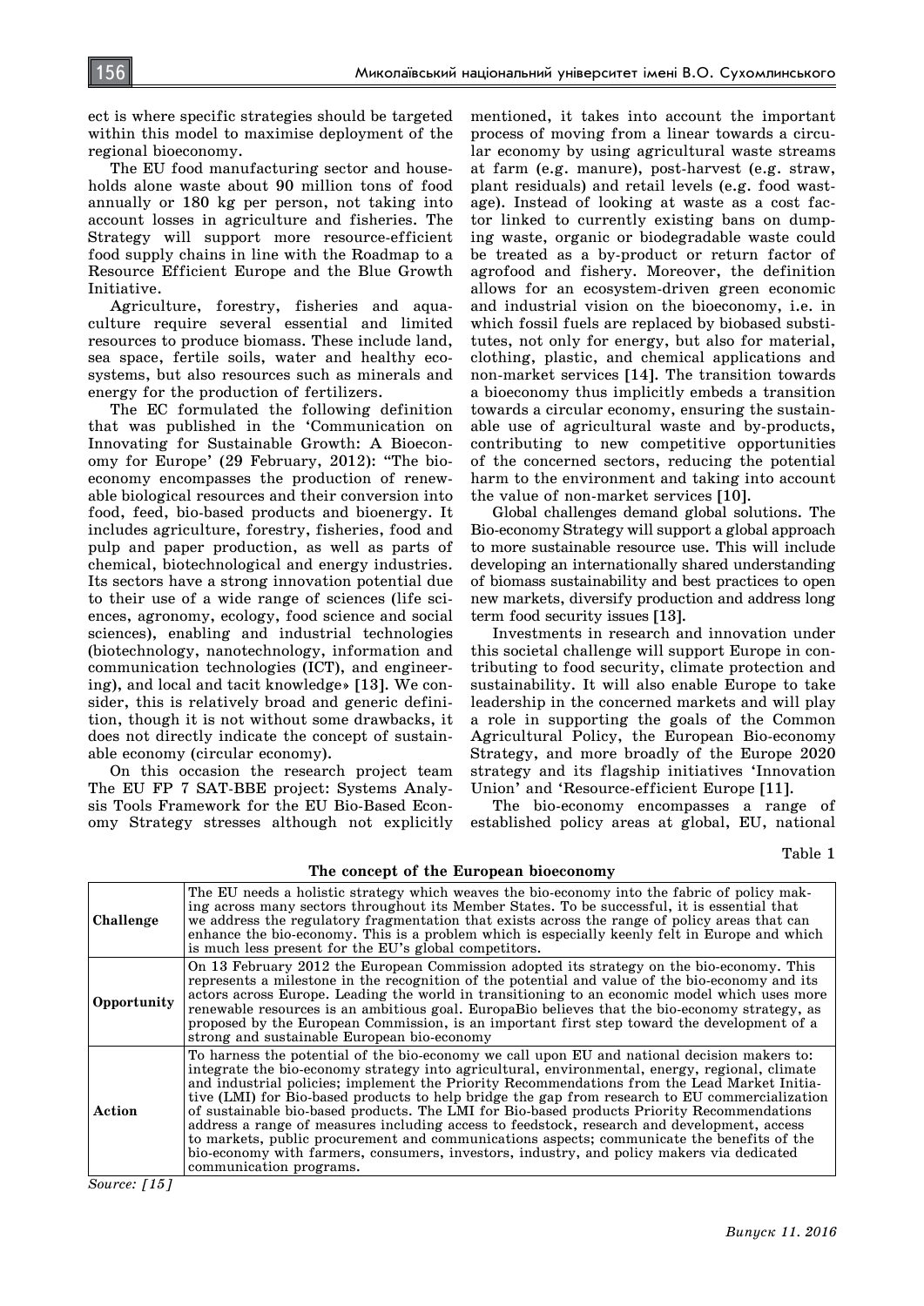ect is where specific strategies should be targeted within this model to maximise deployment of the regional bioeconomy.

The EU food manufacturing sector and households alone waste about 90 million tons of food annually or 180 kg per person, not taking into account losses in agriculture and fisheries. The Strategy will support more resource-efficient food supply chains in line with the Roadmap to a Resource Efficient Europe and the Blue Growth Initiative.

Agriculture, forestry, fisheries and aquaculture require several essential and limited resources to produce biomass. These include land, sea space, fertile soils, water and healthy ecosystems, but also resources such as minerals and energy for the production of fertilizers.

The EC formulated the following definition that was published in the 'Communication on Innovating for Sustainable Growth: A Bioeconomy for Europe' (29 February, 2012): "The bioeconomy encompasses the production of renewable biological resources and their conversion into food, feed, bio-based products and bioenergy. It includes agriculture, forestry, fisheries, food and pulp and paper production, as well as parts of chemical, biotechnological and energy industries. Its sectors have a strong innovation potential due to their use of a wide range of sciences (life sciences, agronomy, ecology, food science and social sciences), enabling and industrial technologies (biotechnology, nanotechnology, information and communication technologies (ICT), and engineering), and local and tacit knowledge» [13]. We consider, this is relatively broad and generic definition, though it is not without some drawbacks, it does not directly indicate the concept of sustainable economy (circular economy).

On this occasion the research project team The EU FP 7 SAT-BBE project: Systems Analysis Tools Framework for the EU Bio-Based Economy Strategy stresses although not explicitly mentioned, it takes into account the important process of moving from a linear towards a circular economy by using agricultural waste streams at farm (e.g. manure), post-harvest (e.g. straw, plant residuals) and retail levels (e.g. food wastage). Instead of looking at waste as a cost factor linked to currently existing bans on dumping waste, organic or biodegradable waste could be treated as a by-product or return factor of agrofood and fishery. Moreover, the definition allows for an ecosystem-driven green economic and industrial vision on the bioeconomy, i.e. in which fossil fuels are replaced by biobased substitutes, not only for energy, but also for material, clothing, plastic, and chemical applications and non-market services [14]. The transition towards a bioeconomy thus implicitly embeds a transition towards a circular economy, ensuring the sustainable use of agricultural waste and by-products, contributing to new competitive opportunities of the concerned sectors, reducing the potential harm to the environment and taking into account the value of non-market services [10].

Global challenges demand global solutions. The Bio-economy Strategy will support a global approach to more sustainable resource use. This will include developing an internationally shared understanding of biomass sustainability and best practices to open new markets, diversify production and address long term food security issues [13].

Investments in research and innovation under this societal challenge will support Europe in contributing to food security, climate protection and sustainability. It will also enable Europe to take leadership in the concerned markets and will play a role in supporting the goals of the Common Agricultural Policy, the European Bio-economy Strategy, and more broadly of the Europe 2020 strategy and its flagship initiatives 'Innovation Union' and 'Resource-efficient Europe [11].

The bio-economy encompasses a range of established policy areas at global, EU, national

Table 1

**The concept of the European bioeconomy**

| | |
|---|---|
| **Challenge** | The EU needs a holistic strategy which weaves the bio-economy into the fabric of policy making across many sectors throughout its Member States. To be successful, it is essential that we address the regulatory fragmentation that exists across the range of policy areas that can enhance the bio-economy. This is a problem which is especially keenly felt in Europe and which is much less present for the EU's global competitors. |
| **Opportunity** | On 13 February 2012 the European Commission adopted its strategy on the bio-economy. This represents a milestone in the recognition of the potential and value of the bio-economy and its actors across Europe. Leading the world in transitioning to an economic model which uses more renewable resources is an ambitious goal. EuropaBio believes that the bio-economy strategy, as proposed by the European Commission, is an important first step toward the development of a strong and sustainable European bio-economy |
| **Action** | To harness the potential of the bio-economy we call upon EU and national decision makers to: integrate the bio-economy strategy into agricultural, environmental, energy, regional, climate and industrial policies; implement the Priority Recommendations from the Lead Market Initiative (LMI) for Bio-based products to help bridge the gap from research to EU commercialization of sustainable bio-based products. The LMI for Bio-based products Priority Recommendations address a range of measures including access to feedstock, research and development, access to markets, public procurement and communications aspects; communicate the benefits of the bio-economy with farmers, consumers, investors, industry, and policy makers via dedicated communication programs. |

*Source: [15]*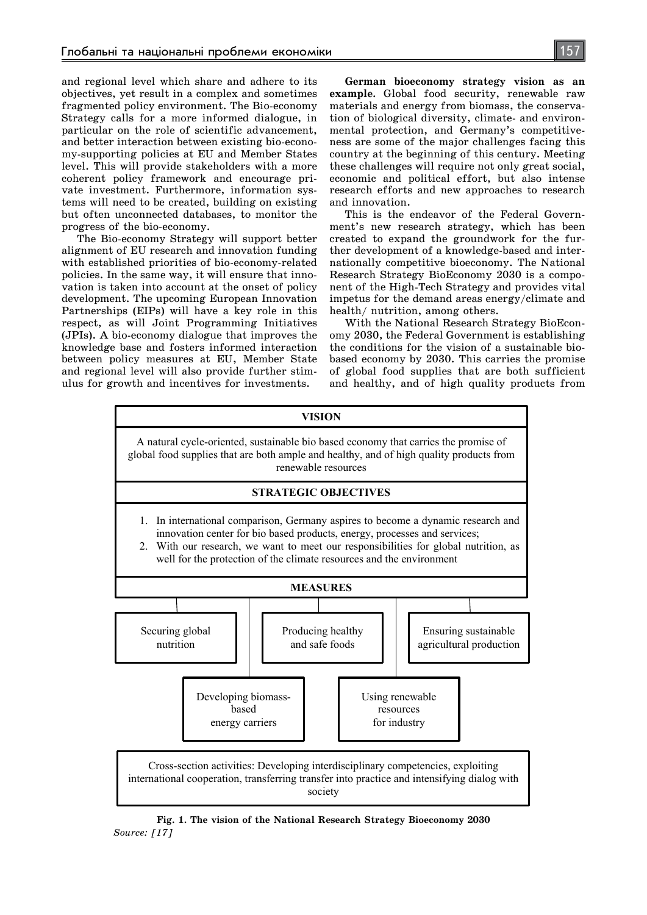and regional level which share and adhere to its objectives, yet result in a complex and sometimes fragmented policy environment. The Bio-economy Strategy calls for a more informed dialogue, in particular on the role of scientific advancement, and better interaction between existing bio-economy-supporting policies at EU and Member States level. This will provide stakeholders with a more coherent policy framework and encourage private investment. Furthermore, information systems will need to be created, building on existing but often unconnected databases, to monitor the progress of the bio-economy.

The Bio-economy Strategy will support better alignment of EU research and innovation funding with established priorities of bio-economy-related policies. In the same way, it will ensure that innovation is taken into account at the onset of policy development. The upcoming European Innovation Partnerships (EIPs) will have a key role in this respect, as will Joint Programming Initiatives (JPIs). A bio-economy dialogue that improves the knowledge base and fosters informed interaction between policy measures at EU, Member State and regional level will also provide further stimulus for growth and incentives for investments.

**German bioeconomy strategy vision as an example.** Global food security, renewable raw materials and energy from biomass, the conservation of biological diversity, climate- and environmental protection, and Germany's competitiveness are some of the major challenges facing this country at the beginning of this century. Meeting these challenges will require not only great social, economic and political effort, but also intense research efforts and new approaches to research and innovation.

This is the endeavor of the Federal Government's new research strategy, which has been created to expand the groundwork for the further development of a knowledge-based and internationally competitive bioeconomy. The National Research Strategy BioEconomy 2030 is a component of the High-Tech Strategy and provides vital impetus for the demand areas energy/climate and health/ nutrition, among others.

With the National Research Strategy BioEconomy 2030, the Federal Government is establishing the conditions for the vision of a sustainable biobased economy by 2030. This carries the promise of global food supplies that are both sufficient and healthy, and of high quality products from

**VISION**

A natural cycle-oriented, sustainable bio based economy that carries the promise of global food supplies that are both ample and healthy, and of high quality products from renewable resources

**STRATEGIC OBJECTIVES**

1. In international comparison, Germany aspires to become a dynamic research and innovation center for bio based products, energy, processes and services;
2. With our research, we want to meet our responsibilities for global nutrition, as well for the protection of the climate resources and the environment

**MEASURES**

- Securing global nutrition
- Producing healthy and safe foods
- Ensuring sustainable agricultural production
- Developing biomass-based energy carriers
- Using renewable resources for industry

Cross-section activities: Developing interdisciplinary competencies, exploiting international cooperation, transferring transfer into practice and intensifying dialog with society

**Fig. 1. The vision of the National Research Strategy Bioeconomy 2030**

*Source: [17]*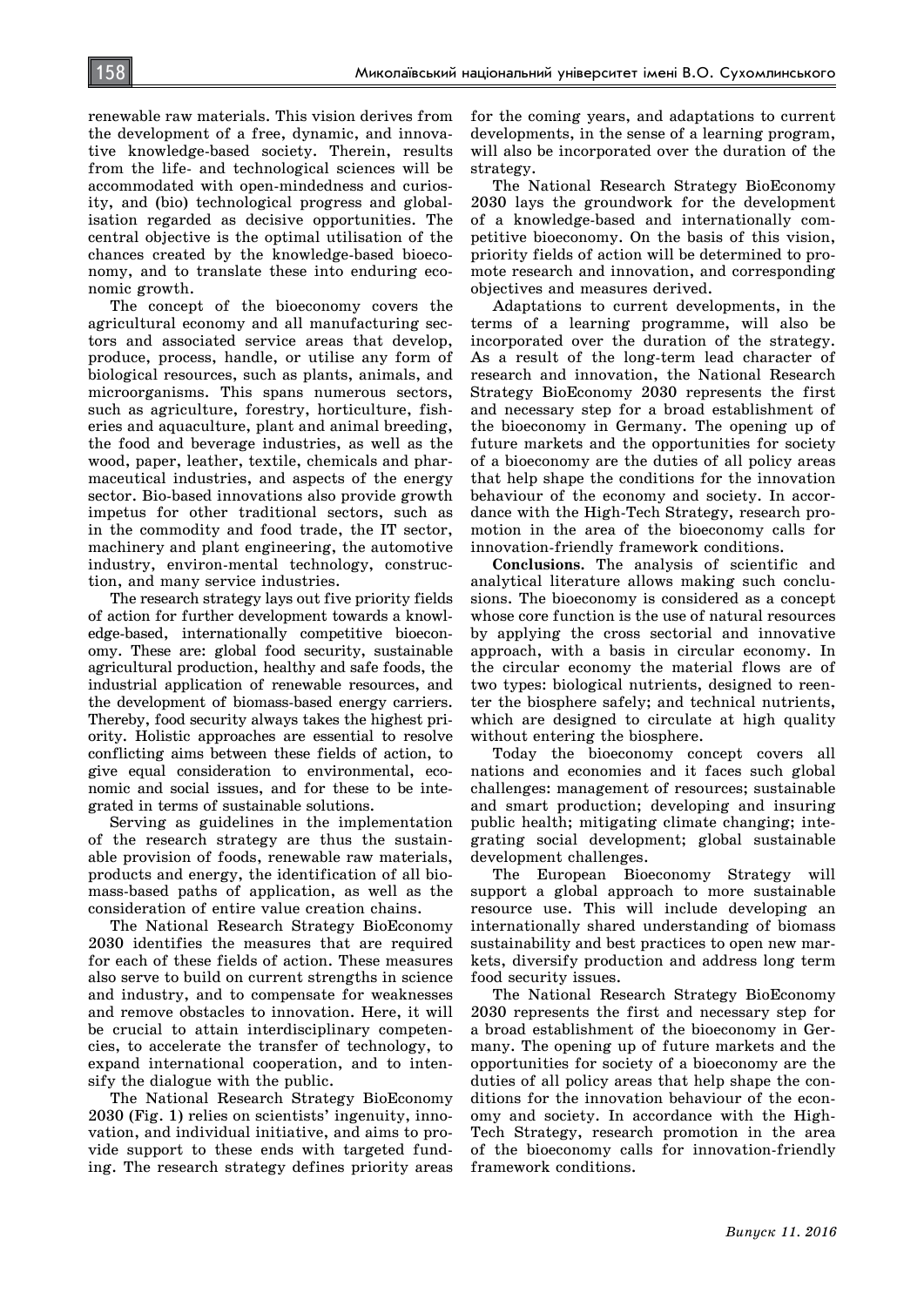renewable raw materials. This vision derives from the development of a free, dynamic, and innovative knowledge-based society. Therein, results from the life- and technological sciences will be accommodated with open-mindedness and curiosity, and (bio) technological progress and globalisation regarded as decisive opportunities. The central objective is the optimal utilisation of the chances created by the knowledge-based bioeconomy, and to translate these into enduring economic growth.

The concept of the bioeconomy covers the agricultural economy and all manufacturing sectors and associated service areas that develop, produce, process, handle, or utilise any form of biological resources, such as plants, animals, and microorganisms. This spans numerous sectors, such as agriculture, forestry, horticulture, fisheries and aquaculture, plant and animal breeding, the food and beverage industries, as well as the wood, paper, leather, textile, chemicals and pharmaceutical industries, and aspects of the energy sector. Bio-based innovations also provide growth impetus for other traditional sectors, such as in the commodity and food trade, the IT sector, machinery and plant engineering, the automotive industry, environ-mental technology, construction, and many service industries.

The research strategy lays out five priority fields of action for further development towards a knowledge-based, internationally competitive bioeconomy. These are: global food security, sustainable agricultural production, healthy and safe foods, the industrial application of renewable resources, and the development of biomass-based energy carriers. Thereby, food security always takes the highest priority. Holistic approaches are essential to resolve conflicting aims between these fields of action, to give equal consideration to environmental, economic and social issues, and for these to be integrated in terms of sustainable solutions.

Serving as guidelines in the implementation of the research strategy are thus the sustainable provision of foods, renewable raw materials, products and energy, the identification of all biomass-based paths of application, as well as the consideration of entire value creation chains.

The National Research Strategy BioEconomy 2030 identifies the measures that are required for each of these fields of action. These measures also serve to build on current strengths in science and industry, and to compensate for weaknesses and remove obstacles to innovation. Here, it will be crucial to attain interdisciplinary competencies, to accelerate the transfer of technology, to expand international cooperation, and to intensify the dialogue with the public.

The National Research Strategy BioEconomy 2030 (Fig. 1) relies on scientists' ingenuity, innovation, and individual initiative, and aims to provide support to these ends with targeted funding. The research strategy defines priority areas for the coming years, and adaptations to current developments, in the sense of a learning program, will also be incorporated over the duration of the strategy.

The National Research Strategy BioEconomy 2030 lays the groundwork for the development of a knowledge-based and internationally competitive bioeconomy. On the basis of this vision, priority fields of action will be determined to promote research and innovation, and corresponding objectives and measures derived.

Adaptations to current developments, in the terms of a learning programme, will also be incorporated over the duration of the strategy. As a result of the long-term lead character of research and innovation, the National Research Strategy BioEconomy 2030 represents the first and necessary step for a broad establishment of the bioeconomy in Germany. The opening up of future markets and the opportunities for society of a bioeconomy are the duties of all policy areas that help shape the conditions for the innovation behaviour of the economy and society. In accordance with the High-Tech Strategy, research promotion in the area of the bioeconomy calls for innovation-friendly framework conditions.

**Conclusions.** The analysis of scientific and analytical literature allows making such conclusions. The bioeconomy is considered as a concept whose core function is the use of natural resources by applying the cross sectorial and innovative approach, with a basis in circular economy. In the circular economy the material flows are of two types: biological nutrients, designed to reenter the biosphere safely; and technical nutrients, which are designed to circulate at high quality without entering the biosphere.

Today the bioeconomy concept covers all nations and economies and it faces such global challenges: management of resources; sustainable and smart production; developing and insuring public health; mitigating climate changing; integrating social development; global sustainable development challenges.

The European Bioeconomy Strategy will support a global approach to more sustainable resource use. This will include developing an internationally shared understanding of biomass sustainability and best practices to open new markets, diversify production and address long term food security issues.

The National Research Strategy BioEconomy 2030 represents the first and necessary step for a broad establishment of the bioeconomy in Germany. The opening up of future markets and the opportunities for society of a bioeconomy are the duties of all policy areas that help shape the conditions for the innovation behaviour of the economy and society. In accordance with the High-Tech Strategy, research promotion in the area of the bioeconomy calls for innovation-friendly framework conditions.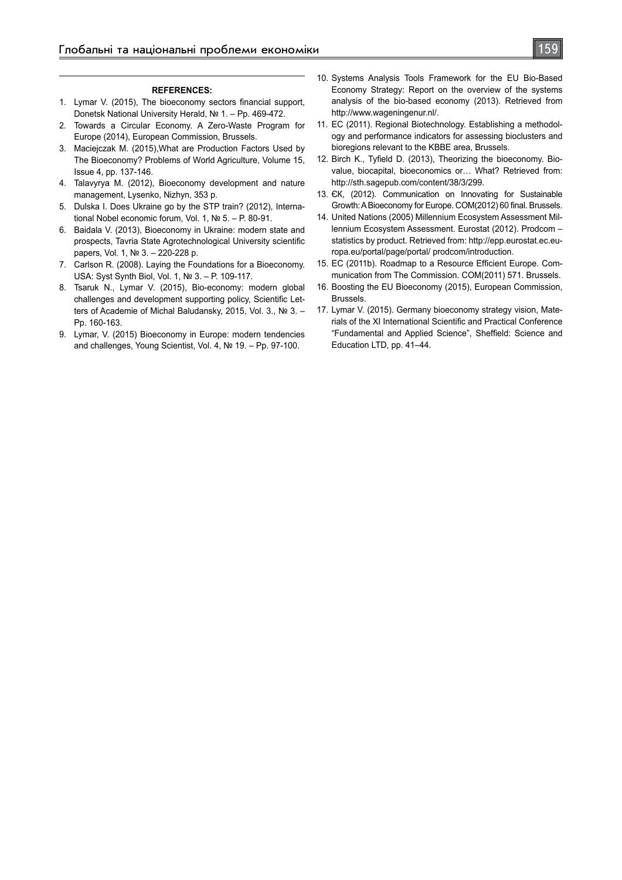**REFERENCES:**

1. Lymar V. (2015), The bioeconomy sectors financial support, Donetsk National University Herald, № 1. – Pp. 469-472.
2. Towards a Circular Economy. A Zero-Waste Program for Europe (2014), European Commission, Brussels.
3. Maciejczak M. (2015),What are Production Factors Used by The Bioeconomy? Problems of World Agriculture, Volume 15, Issue 4, pp. 137-146.
4. Talavyrya M. (2012), Bioeconomy development and nature management, Lysenko, Nizhyn, 353 p.
5. Dulska I. Does Ukraine go by the STP train? (2012), International Nobel economic forum, Vol. 1, № 5. – P. 80-91.
6. Baidala V. (2013), Bioeconomy in Ukraine: modern state and prospects, Tavria State Agrotechnological University scientific papers, Vol. 1, № 3. – 220-228 p.
7. Carlson R. (2008). Laying the Foundations for a Bioeconomy. USA: Syst Synth Biol, Vol. 1, № 3. – P. 109-117.
8. Tsaruk N., Lymar V. (2015), Bio-economy: modern global challenges and development supporting policy, Scientific Letters of Academie of Michal Baludansky, 2015, Vol. 3., № 3. – Pp. 160-163.
9. Lymar, V. (2015) Bioeconomy in Europe: modern tendencies and challenges, Young Scientist, Vol. 4, № 19. – Pp. 97-100.
10. Systems Analysis Tools Framework for the EU Bio-Based Economy Strategy: Report on the overview of the systems analysis of the bio-based economy (2013). Retrieved from http://www.wageningenur.nl/.
11. EC (2011). Regional Biotechnology. Establishing a methodology and performance indicators for assessing bioclusters and bioregions relevant to the KBBE area, Brussels.
12. Birch K., Tyfield D. (2013), Theorizing the bioeconomy. Biovalue, biocapital, bioeconomics or… What? Retrieved from: http://sth.sagepub.com/content/38/3/299.
13. ЄК, (2012). Communication on Innovating for Sustainable Growth: A Bioeconomy for Europe. COM(2012) 60 final. Brussels.
14. United Nations (2005) Millennium Ecosystem Assessment Millennium Ecosystem Assessment. Eurostat (2012). Prodcom – statistics by product. Retrieved from: http://epp.eurostat.ec.europa.eu/portal/page/portal/ prodcom/introduction.
15. EC (2011b). Roadmap to a Resource Efficient Europe. Communication from The Commission. COM(2011) 571. Brussels.
16. Boosting the EU Bioeconomy (2015), European Commission, Brussels.
17. Lymar V. (2015). Germany bioeconomy strategy vision, Materials of the XI International Scientific and Practical Conference "Fundamental and Applied Science", Sheffield: Science and Education LTD, pp. 41–44.